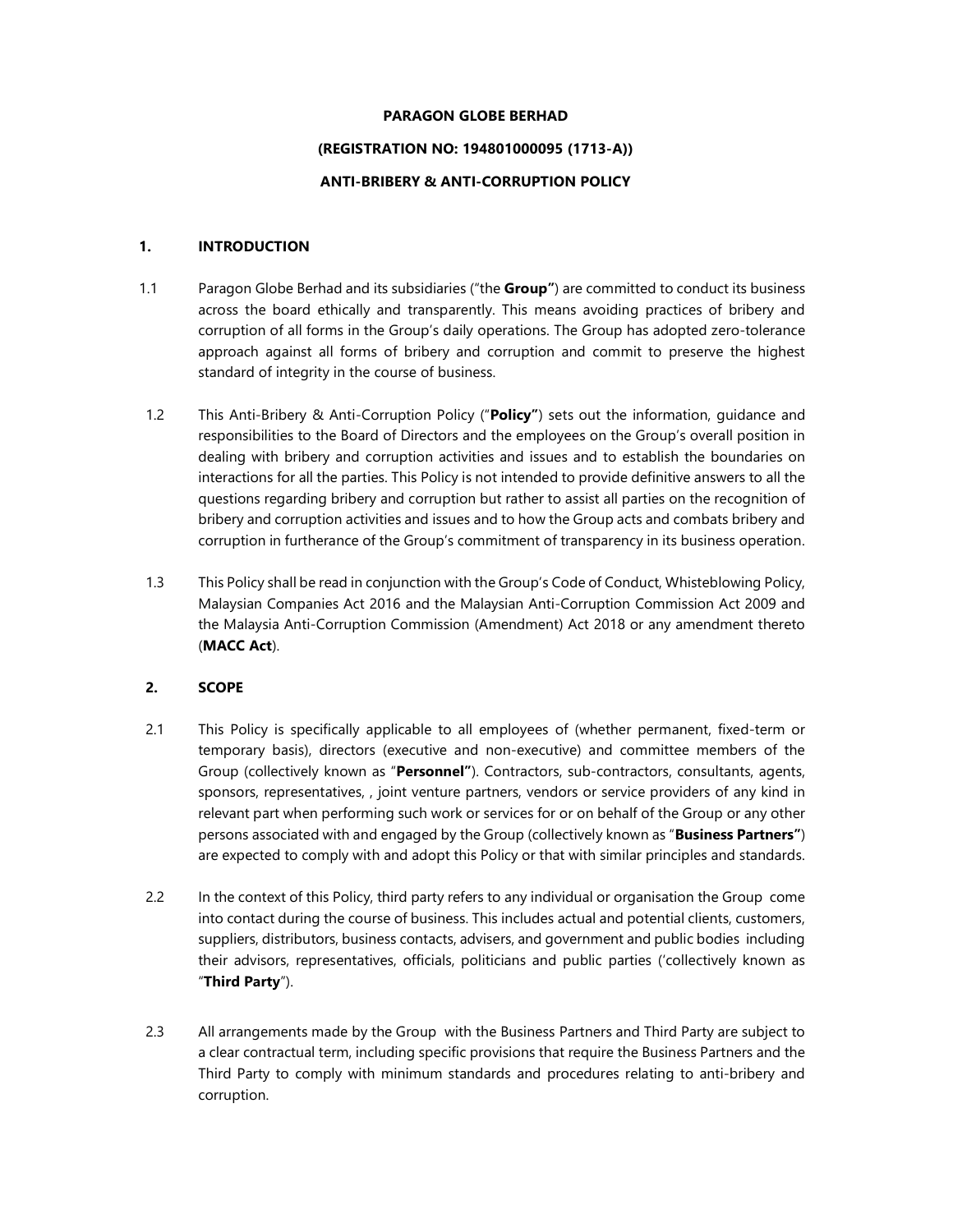**PARAGON GLOBE BERHAD**

**(REGISTRATION NO: 194801000095 (1713-A))**

**ANTI-BRIBERY & ANTI-CORRUPTION POLICY**

## 1. INTRODUCTION

1.1 Paragon Globe Berhad and its subsidiaries ("the **Group"**) are committed to conduct its business across the board ethically and transparently. This means avoiding practices of bribery and corruption of all forms in the Group's daily operations. The Group has adopted zero-tolerance approach against all forms of bribery and corruption and commit to preserve the highest standard of integrity in the course of business.

1.2 This Anti-Bribery & Anti-Corruption Policy ("**Policy"**) sets out the information, guidance and responsibilities to the Board of Directors and the employees on the Group's overall position in dealing with bribery and corruption activities and issues and to establish the boundaries on interactions for all the parties. This Policy is not intended to provide definitive answers to all the questions regarding bribery and corruption but rather to assist all parties on the recognition of bribery and corruption activities and issues and to how the Group acts and combats bribery and corruption in furtherance of the Group's commitment of transparency in its business operation.

1.3 This Policy shall be read in conjunction with the Group's Code of Conduct, Whisteblowing Policy, Malaysian Companies Act 2016 and the Malaysian Anti-Corruption Commission Act 2009 and the Malaysia Anti-Corruption Commission (Amendment) Act 2018 or any amendment thereto (**MACC Act**).

## 2. SCOPE

2.1 This Policy is specifically applicable to all employees of (whether permanent, fixed-term or temporary basis), directors (executive and non-executive) and committee members of the Group (collectively known as "**Personnel"**). Contractors, sub-contractors, consultants, agents, sponsors, representatives, , joint venture partners, vendors or service providers of any kind in relevant part when performing such work or services for or on behalf of the Group or any other persons associated with and engaged by the Group (collectively known as "**Business Partners"**) are expected to comply with and adopt this Policy or that with similar principles and standards.

2.2 In the context of this Policy, third party refers to any individual or organisation the Group come into contact during the course of business. This includes actual and potential clients, customers, suppliers, distributors, business contacts, advisers, and government and public bodies including their advisors, representatives, officials, politicians and public parties ('collectively known as "**Third Party**").

2.3 All arrangements made by the Group with the Business Partners and Third Party are subject to a clear contractual term, including specific provisions that require the Business Partners and the Third Party to comply with minimum standards and procedures relating to anti-bribery and corruption.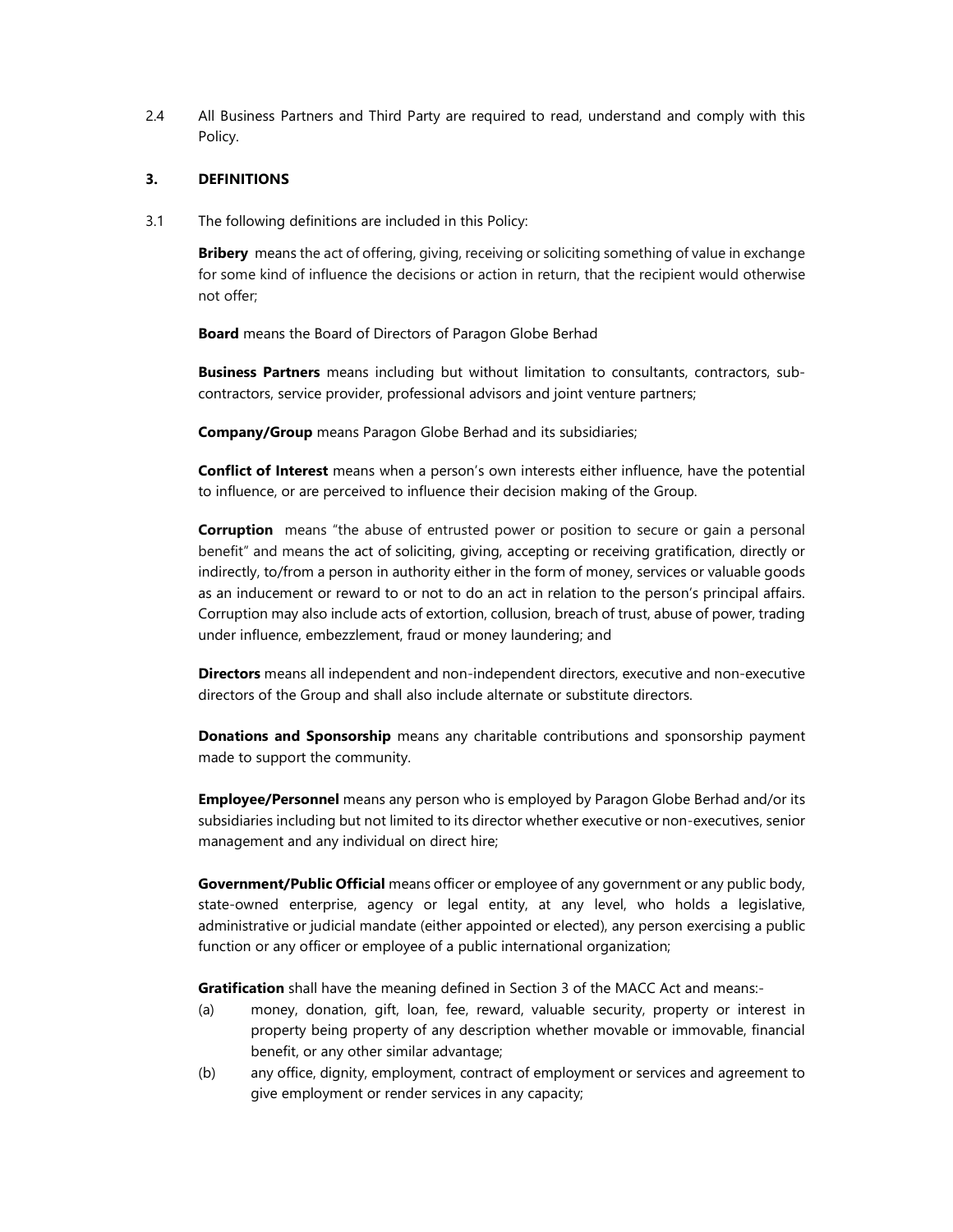2.4 All Business Partners and Third Party are required to read, understand and comply with this Policy.

### 3. DEFINITIONS

3.1 The following definitions are included in this Policy:

**Bribery** means the act of offering, giving, receiving or soliciting something of value in exchange for some kind of influence the decisions or action in return, that the recipient would otherwise not offer;

**Board** means the Board of Directors of Paragon Globe Berhad

**Business Partners** means including but without limitation to consultants, contractors, sub-contractors, service provider, professional advisors and joint venture partners;

**Company/Group** means Paragon Globe Berhad and its subsidiaries;

**Conflict of Interest** means when a person's own interests either influence, have the potential to influence, or are perceived to influence their decision making of the Group.

**Corruption** means "the abuse of entrusted power or position to secure or gain a personal benefit" and means the act of soliciting, giving, accepting or receiving gratification, directly or indirectly, to/from a person in authority either in the form of money, services or valuable goods as an inducement or reward to or not to do an act in relation to the person's principal affairs. Corruption may also include acts of extortion, collusion, breach of trust, abuse of power, trading under influence, embezzlement, fraud or money laundering; and

**Directors** means all independent and non-independent directors, executive and non-executive directors of the Group and shall also include alternate or substitute directors.

**Donations and Sponsorship** means any charitable contributions and sponsorship payment made to support the community.

**Employee/Personnel** means any person who is employed by Paragon Globe Berhad and/or its subsidiaries including but not limited to its director whether executive or non-executives, senior management and any individual on direct hire;

**Government/Public Official** means officer or employee of any government or any public body, state-owned enterprise, agency or legal entity, at any level, who holds a legislative, administrative or judicial mandate (either appointed or elected), any person exercising a public function or any officer or employee of a public international organization;

**Gratification** shall have the meaning defined in Section 3 of the MACC Act and means:-

(a) money, donation, gift, loan, fee, reward, valuable security, property or interest in property being property of any description whether movable or immovable, financial benefit, or any other similar advantage;

(b) any office, dignity, employment, contract of employment or services and agreement to give employment or render services in any capacity;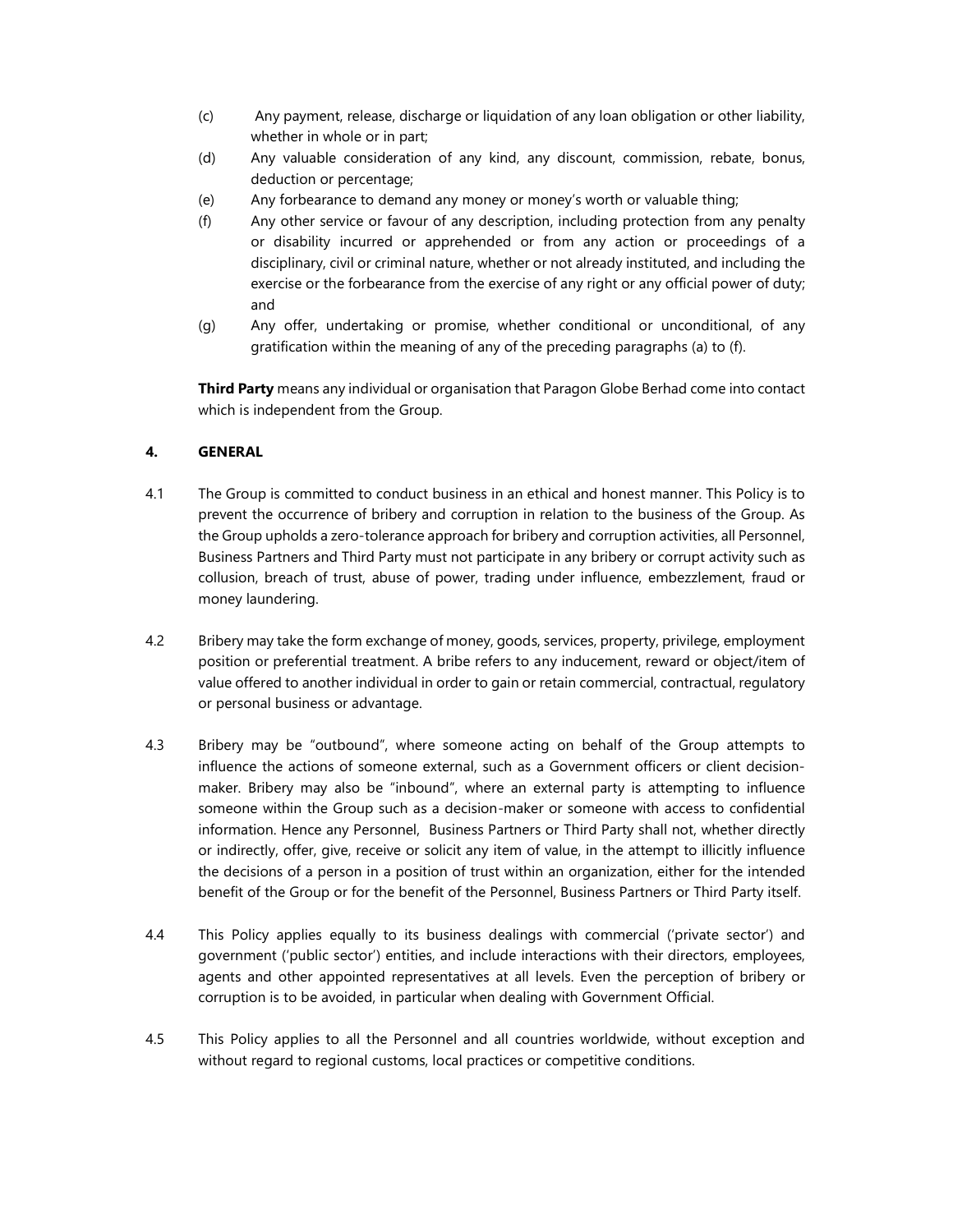(c) Any payment, release, discharge or liquidation of any loan obligation or other liability, whether in whole or in part;

(d) Any valuable consideration of any kind, any discount, commission, rebate, bonus, deduction or percentage;

(e) Any forbearance to demand any money or money's worth or valuable thing;

(f) Any other service or favour of any description, including protection from any penalty or disability incurred or apprehended or from any action or proceedings of a disciplinary, civil or criminal nature, whether or not already instituted, and including the exercise or the forbearance from the exercise of any right or any official power of duty; and

(g) Any offer, undertaking or promise, whether conditional or unconditional, of any gratification within the meaning of any of the preceding paragraphs (a) to (f).

**Third Party** means any individual or organisation that Paragon Globe Berhad come into contact which is independent from the Group.

## 4. GENERAL

4.1 The Group is committed to conduct business in an ethical and honest manner. This Policy is to prevent the occurrence of bribery and corruption in relation to the business of the Group. As the Group upholds a zero-tolerance approach for bribery and corruption activities, all Personnel, Business Partners and Third Party must not participate in any bribery or corrupt activity such as collusion, breach of trust, abuse of power, trading under influence, embezzlement, fraud or money laundering.

4.2 Bribery may take the form exchange of money, goods, services, property, privilege, employment position or preferential treatment. A bribe refers to any inducement, reward or object/item of value offered to another individual in order to gain or retain commercial, contractual, regulatory or personal business or advantage.

4.3 Bribery may be "outbound", where someone acting on behalf of the Group attempts to influence the actions of someone external, such as a Government officers or client decision-maker. Bribery may also be "inbound", where an external party is attempting to influence someone within the Group such as a decision-maker or someone with access to confidential information. Hence any Personnel, Business Partners or Third Party shall not, whether directly or indirectly, offer, give, receive or solicit any item of value, in the attempt to illicitly influence the decisions of a person in a position of trust within an organization, either for the intended benefit of the Group or for the benefit of the Personnel, Business Partners or Third Party itself.

4.4 This Policy applies equally to its business dealings with commercial ('private sector') and government ('public sector') entities, and include interactions with their directors, employees, agents and other appointed representatives at all levels. Even the perception of bribery or corruption is to be avoided, in particular when dealing with Government Official.

4.5 This Policy applies to all the Personnel and all countries worldwide, without exception and without regard to regional customs, local practices or competitive conditions.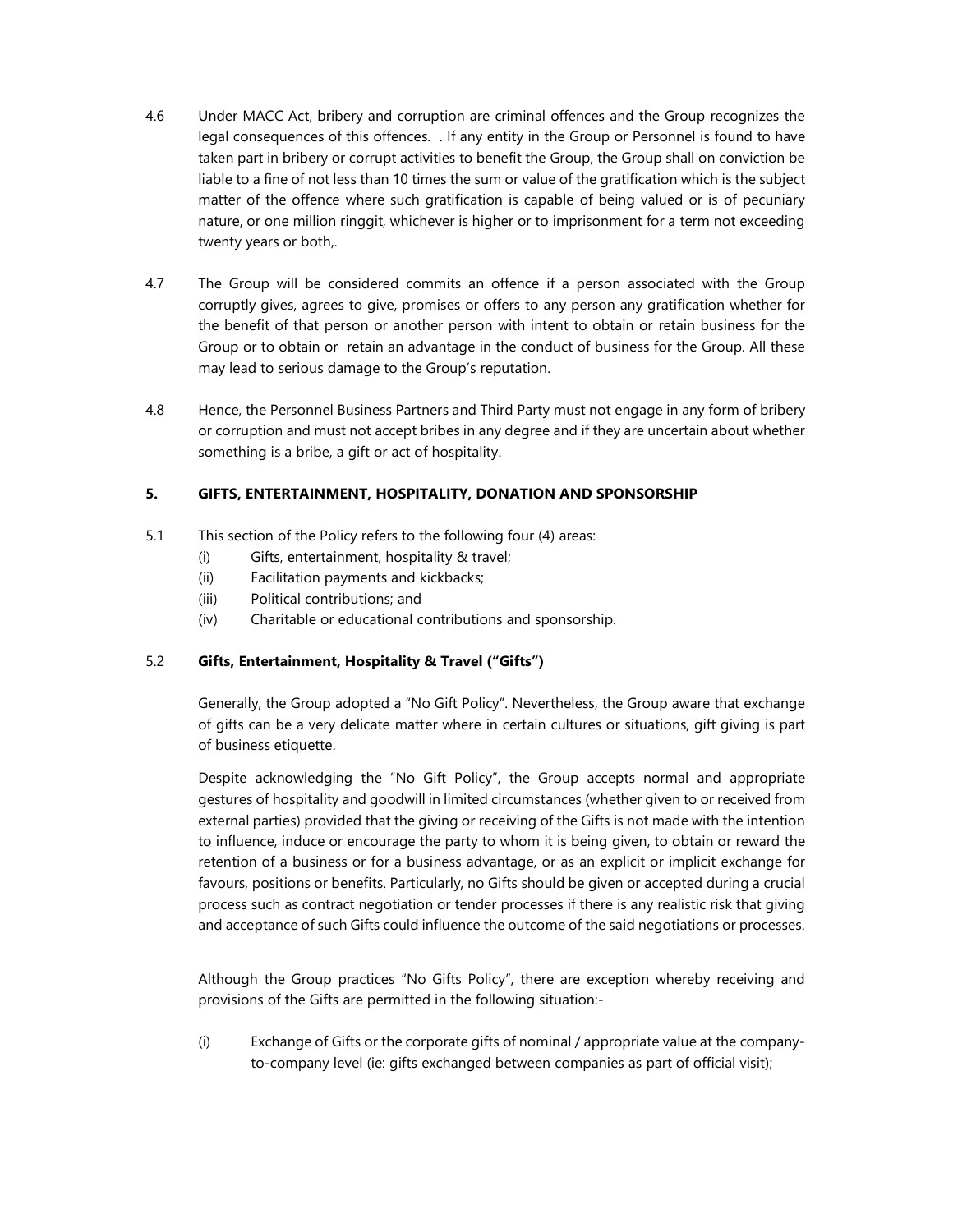4.6 Under MACC Act, bribery and corruption are criminal offences and the Group recognizes the legal consequences of this offences. . If any entity in the Group or Personnel is found to have taken part in bribery or corrupt activities to benefit the Group, the Group shall on conviction be liable to a fine of not less than 10 times the sum or value of the gratification which is the subject matter of the offence where such gratification is capable of being valued or is of pecuniary nature, or one million ringgit, whichever is higher or to imprisonment for a term not exceeding twenty years or both,.

4.7 The Group will be considered commits an offence if a person associated with the Group corruptly gives, agrees to give, promises or offers to any person any gratification whether for the benefit of that person or another person with intent to obtain or retain business for the Group or to obtain or retain an advantage in the conduct of business for the Group. All these may lead to serious damage to the Group's reputation.

4.8 Hence, the Personnel Business Partners and Third Party must not engage in any form of bribery or corruption and must not accept bribes in any degree and if they are uncertain about whether something is a bribe, a gift or act of hospitality.

## 5. GIFTS, ENTERTAINMENT, HOSPITALITY, DONATION AND SPONSORSHIP

5.1 This section of the Policy refers to the following four (4) areas:

- (i) Gifts, entertainment, hospitality & travel;
- (ii) Facilitation payments and kickbacks;
- (iii) Political contributions; and
- (iv) Charitable or educational contributions and sponsorship.

### 5.2 Gifts, Entertainment, Hospitality & Travel ("Gifts")

Generally, the Group adopted a "No Gift Policy". Nevertheless, the Group aware that exchange of gifts can be a very delicate matter where in certain cultures or situations, gift giving is part of business etiquette.

Despite acknowledging the "No Gift Policy", the Group accepts normal and appropriate gestures of hospitality and goodwill in limited circumstances (whether given to or received from external parties) provided that the giving or receiving of the Gifts is not made with the intention to influence, induce or encourage the party to whom it is being given, to obtain or reward the retention of a business or for a business advantage, or as an explicit or implicit exchange for favours, positions or benefits. Particularly, no Gifts should be given or accepted during a crucial process such as contract negotiation or tender processes if there is any realistic risk that giving and acceptance of such Gifts could influence the outcome of the said negotiations or processes.

Although the Group practices "No Gifts Policy", there are exception whereby receiving and provisions of the Gifts are permitted in the following situation:-

- (i) Exchange of Gifts or the corporate gifts of nominal / appropriate value at the company-to-company level (ie: gifts exchanged between companies as part of official visit);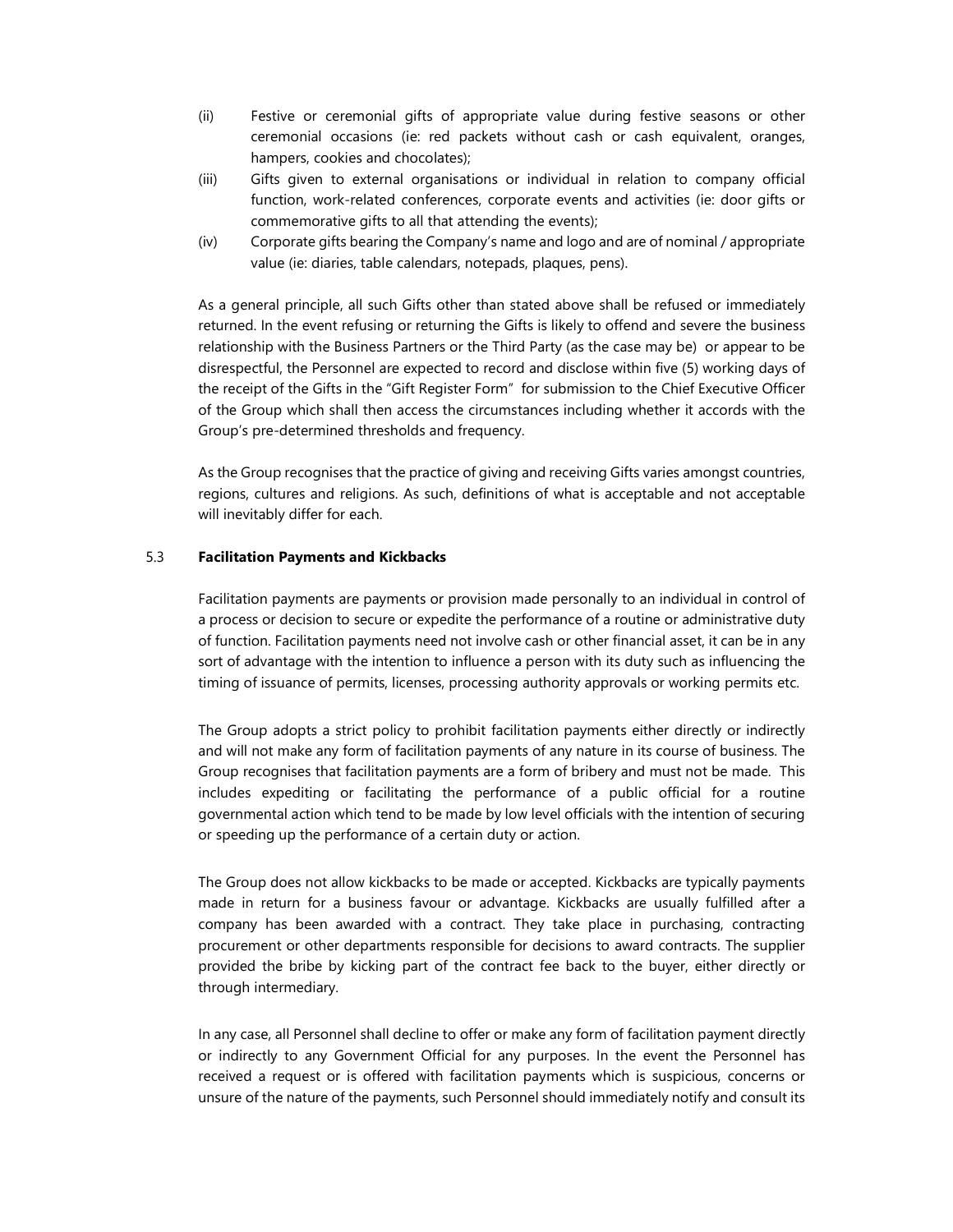(ii) Festive or ceremonial gifts of appropriate value during festive seasons or other ceremonial occasions (ie: red packets without cash or cash equivalent, oranges, hampers, cookies and chocolates);

(iii) Gifts given to external organisations or individual in relation to company official function, work-related conferences, corporate events and activities (ie: door gifts or commemorative gifts to all that attending the events);

(iv) Corporate gifts bearing the Company's name and logo and are of nominal / appropriate value (ie: diaries, table calendars, notepads, plaques, pens).

As a general principle, all such Gifts other than stated above shall be refused or immediately returned. In the event refusing or returning the Gifts is likely to offend and severe the business relationship with the Business Partners or the Third Party (as the case may be) or appear to be disrespectful, the Personnel are expected to record and disclose within five (5) working days of the receipt of the Gifts in the "Gift Register Form" for submission to the Chief Executive Officer of the Group which shall then access the circumstances including whether it accords with the Group's pre-determined thresholds and frequency.

As the Group recognises that the practice of giving and receiving Gifts varies amongst countries, regions, cultures and religions. As such, definitions of what is acceptable and not acceptable will inevitably differ for each.

### 5.3 Facilitation Payments and Kickbacks

Facilitation payments are payments or provision made personally to an individual in control of a process or decision to secure or expedite the performance of a routine or administrative duty of function. Facilitation payments need not involve cash or other financial asset, it can be in any sort of advantage with the intention to influence a person with its duty such as influencing the timing of issuance of permits, licenses, processing authority approvals or working permits etc.

The Group adopts a strict policy to prohibit facilitation payments either directly or indirectly and will not make any form of facilitation payments of any nature in its course of business. The Group recognises that facilitation payments are a form of bribery and must not be made. This includes expediting or facilitating the performance of a public official for a routine governmental action which tend to be made by low level officials with the intention of securing or speeding up the performance of a certain duty or action.

The Group does not allow kickbacks to be made or accepted. Kickbacks are typically payments made in return for a business favour or advantage. Kickbacks are usually fulfilled after a company has been awarded with a contract. They take place in purchasing, contracting procurement or other departments responsible for decisions to award contracts. The supplier provided the bribe by kicking part of the contract fee back to the buyer, either directly or through intermediary.

In any case, all Personnel shall decline to offer or make any form of facilitation payment directly or indirectly to any Government Official for any purposes. In the event the Personnel has received a request or is offered with facilitation payments which is suspicious, concerns or unsure of the nature of the payments, such Personnel should immediately notify and consult its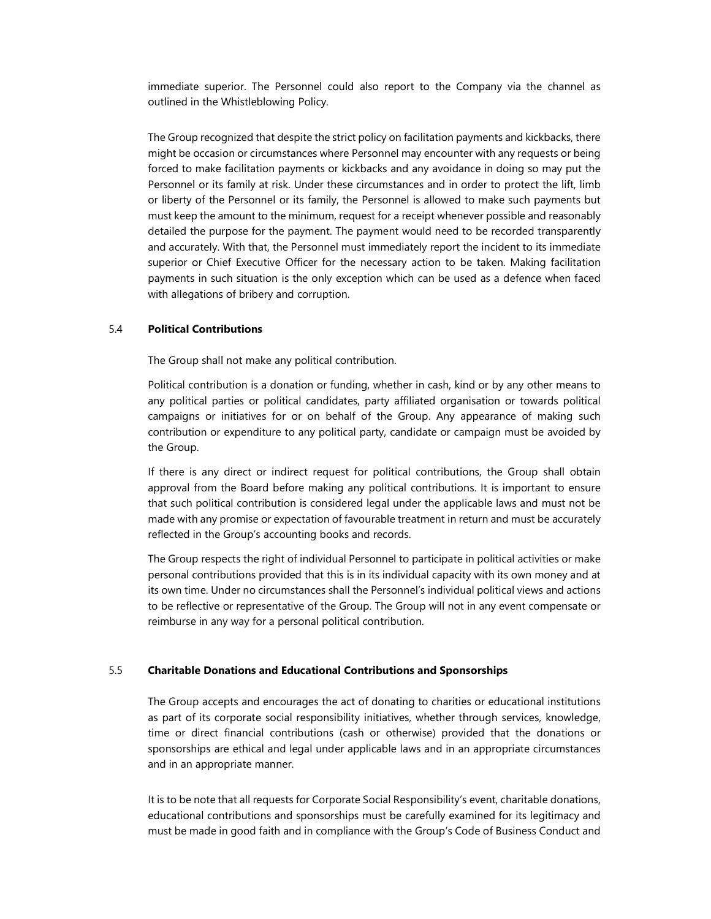immediate superior. The Personnel could also report to the Company via the channel as outlined in the Whistleblowing Policy.

The Group recognized that despite the strict policy on facilitation payments and kickbacks, there might be occasion or circumstances where Personnel may encounter with any requests or being forced to make facilitation payments or kickbacks and any avoidance in doing so may put the Personnel or its family at risk. Under these circumstances and in order to protect the lift, limb or liberty of the Personnel or its family, the Personnel is allowed to make such payments but must keep the amount to the minimum, request for a receipt whenever possible and reasonably detailed the purpose for the payment. The payment would need to be recorded transparently and accurately. With that, the Personnel must immediately report the incident to its immediate superior or Chief Executive Officer for the necessary action to be taken. Making facilitation payments in such situation is the only exception which can be used as a defence when faced with allegations of bribery and corruption.

### 5.4 Political Contributions

The Group shall not make any political contribution.

Political contribution is a donation or funding, whether in cash, kind or by any other means to any political parties or political candidates, party affiliated organisation or towards political campaigns or initiatives for or on behalf of the Group. Any appearance of making such contribution or expenditure to any political party, candidate or campaign must be avoided by the Group.

If there is any direct or indirect request for political contributions, the Group shall obtain approval from the Board before making any political contributions. It is important to ensure that such political contribution is considered legal under the applicable laws and must not be made with any promise or expectation of favourable treatment in return and must be accurately reflected in the Group's accounting books and records.

The Group respects the right of individual Personnel to participate in political activities or make personal contributions provided that this is in its individual capacity with its own money and at its own time. Under no circumstances shall the Personnel's individual political views and actions to be reflective or representative of the Group. The Group will not in any event compensate or reimburse in any way for a personal political contribution.

### 5.5 Charitable Donations and Educational Contributions and Sponsorships

The Group accepts and encourages the act of donating to charities or educational institutions as part of its corporate social responsibility initiatives, whether through services, knowledge, time or direct financial contributions (cash or otherwise) provided that the donations or sponsorships are ethical and legal under applicable laws and in an appropriate circumstances and in an appropriate manner.

It is to be note that all requests for Corporate Social Responsibility's event, charitable donations, educational contributions and sponsorships must be carefully examined for its legitimacy and must be made in good faith and in compliance with the Group's Code of Business Conduct and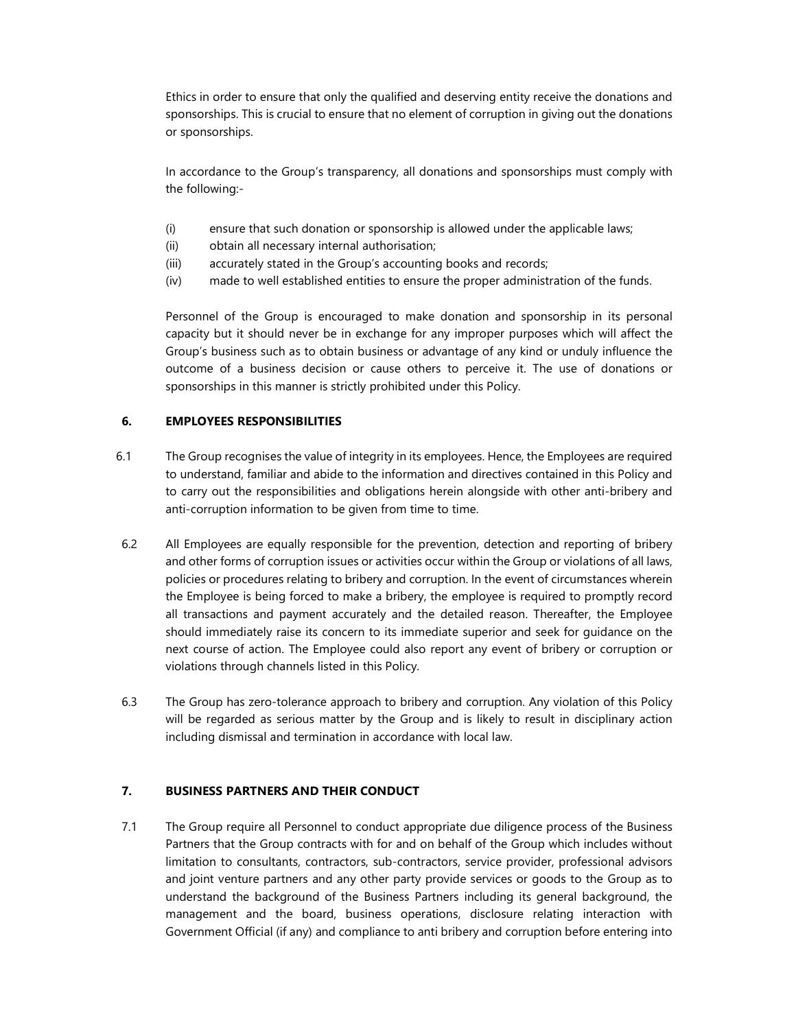Ethics in order to ensure that only the qualified and deserving entity receive the donations and sponsorships. This is crucial to ensure that no element of corruption in giving out the donations or sponsorships.

In accordance to the Group's transparency, all donations and sponsorships must comply with the following:-

(i) ensure that such donation or sponsorship is allowed under the applicable laws;
(ii) obtain all necessary internal authorisation;
(iii) accurately stated in the Group's accounting books and records;
(iv) made to well established entities to ensure the proper administration of the funds.

Personnel of the Group is encouraged to make donation and sponsorship in its personal capacity but it should never be in exchange for any improper purposes which will affect the Group's business such as to obtain business or advantage of any kind or unduly influence the outcome of a business decision or cause others to perceive it. The use of donations or sponsorships in this manner is strictly prohibited under this Policy.

## 6. EMPLOYEES RESPONSIBILITIES

6.1 The Group recognises the value of integrity in its employees. Hence, the Employees are required to understand, familiar and abide to the information and directives contained in this Policy and to carry out the responsibilities and obligations herein alongside with other anti-bribery and anti-corruption information to be given from time to time.

6.2 All Employees are equally responsible for the prevention, detection and reporting of bribery and other forms of corruption issues or activities occur within the Group or violations of all laws, policies or procedures relating to bribery and corruption. In the event of circumstances wherein the Employee is being forced to make a bribery, the employee is required to promptly record all transactions and payment accurately and the detailed reason. Thereafter, the Employee should immediately raise its concern to its immediate superior and seek for guidance on the next course of action. The Employee could also report any event of bribery or corruption or violations through channels listed in this Policy.

6.3 The Group has zero-tolerance approach to bribery and corruption. Any violation of this Policy will be regarded as serious matter by the Group and is likely to result in disciplinary action including dismissal and termination in accordance with local law.

## 7. BUSINESS PARTNERS AND THEIR CONDUCT

7.1 The Group require all Personnel to conduct appropriate due diligence process of the Business Partners that the Group contracts with for and on behalf of the Group which includes without limitation to consultants, contractors, sub-contractors, service provider, professional advisors and joint venture partners and any other party provide services or goods to the Group as to understand the background of the Business Partners including its general background, the management and the board, business operations, disclosure relating interaction with Government Official (if any) and compliance to anti bribery and corruption before entering into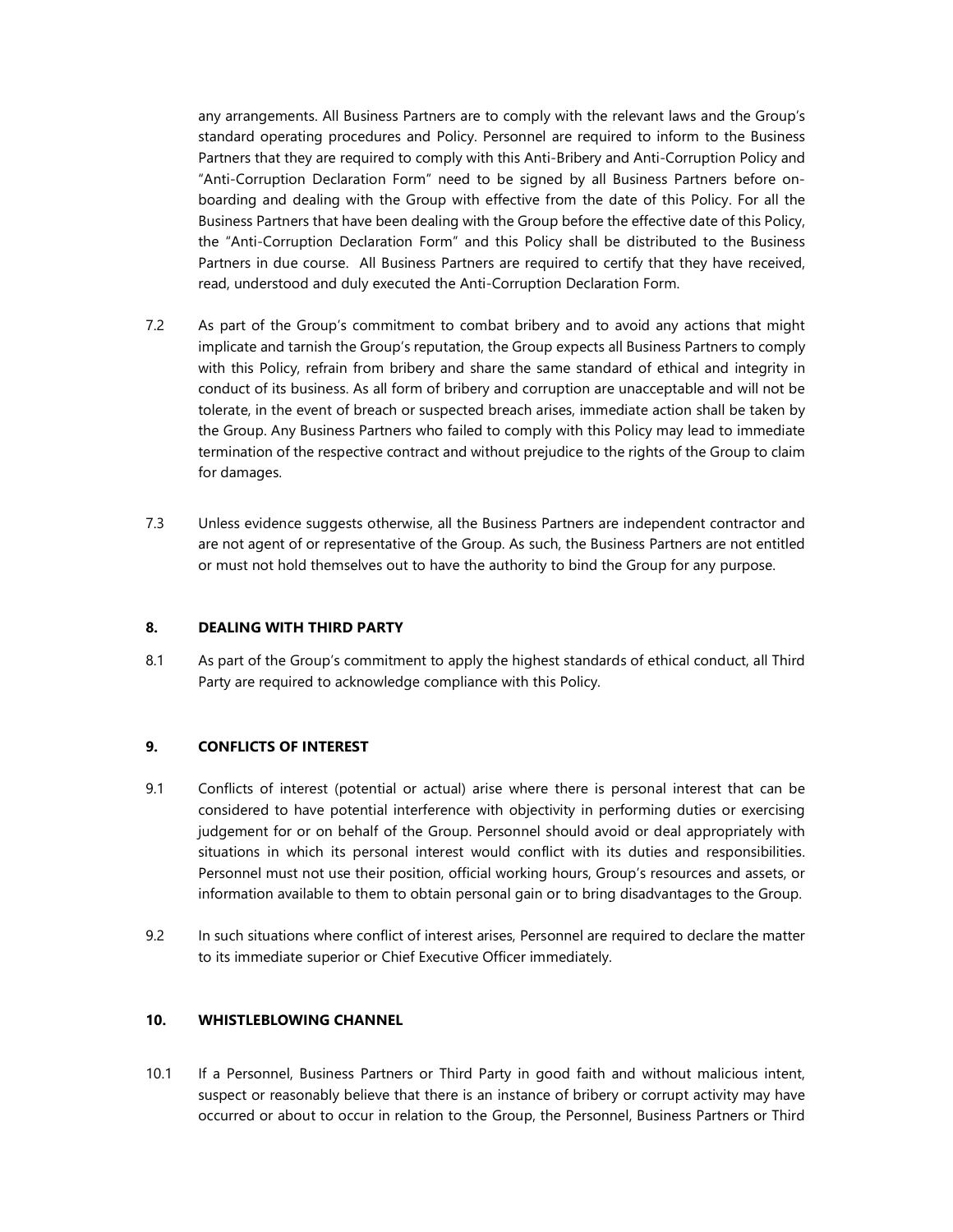any arrangements. All Business Partners are to comply with the relevant laws and the Group's standard operating procedures and Policy. Personnel are required to inform to the Business Partners that they are required to comply with this Anti-Bribery and Anti-Corruption Policy and "Anti-Corruption Declaration Form" need to be signed by all Business Partners before on-boarding and dealing with the Group with effective from the date of this Policy. For all the Business Partners that have been dealing with the Group before the effective date of this Policy, the "Anti-Corruption Declaration Form" and this Policy shall be distributed to the Business Partners in due course. All Business Partners are required to certify that they have received, read, understood and duly executed the Anti-Corruption Declaration Form.

7.2 As part of the Group's commitment to combat bribery and to avoid any actions that might implicate and tarnish the Group's reputation, the Group expects all Business Partners to comply with this Policy, refrain from bribery and share the same standard of ethical and integrity in conduct of its business. As all form of bribery and corruption are unacceptable and will not be tolerate, in the event of breach or suspected breach arises, immediate action shall be taken by the Group. Any Business Partners who failed to comply with this Policy may lead to immediate termination of the respective contract and without prejudice to the rights of the Group to claim for damages.

7.3 Unless evidence suggests otherwise, all the Business Partners are independent contractor and are not agent of or representative of the Group. As such, the Business Partners are not entitled or must not hold themselves out to have the authority to bind the Group for any purpose.

## 8. DEALING WITH THIRD PARTY

8.1 As part of the Group's commitment to apply the highest standards of ethical conduct, all Third Party are required to acknowledge compliance with this Policy.

## 9. CONFLICTS OF INTEREST

9.1 Conflicts of interest (potential or actual) arise where there is personal interest that can be considered to have potential interference with objectivity in performing duties or exercising judgement for or on behalf of the Group. Personnel should avoid or deal appropriately with situations in which its personal interest would conflict with its duties and responsibilities. Personnel must not use their position, official working hours, Group's resources and assets, or information available to them to obtain personal gain or to bring disadvantages to the Group.

9.2 In such situations where conflict of interest arises, Personnel are required to declare the matter to its immediate superior or Chief Executive Officer immediately.

## 10. WHISTLEBLOWING CHANNEL

10.1 If a Personnel, Business Partners or Third Party in good faith and without malicious intent, suspect or reasonably believe that there is an instance of bribery or corrupt activity may have occurred or about to occur in relation to the Group, the Personnel, Business Partners or Third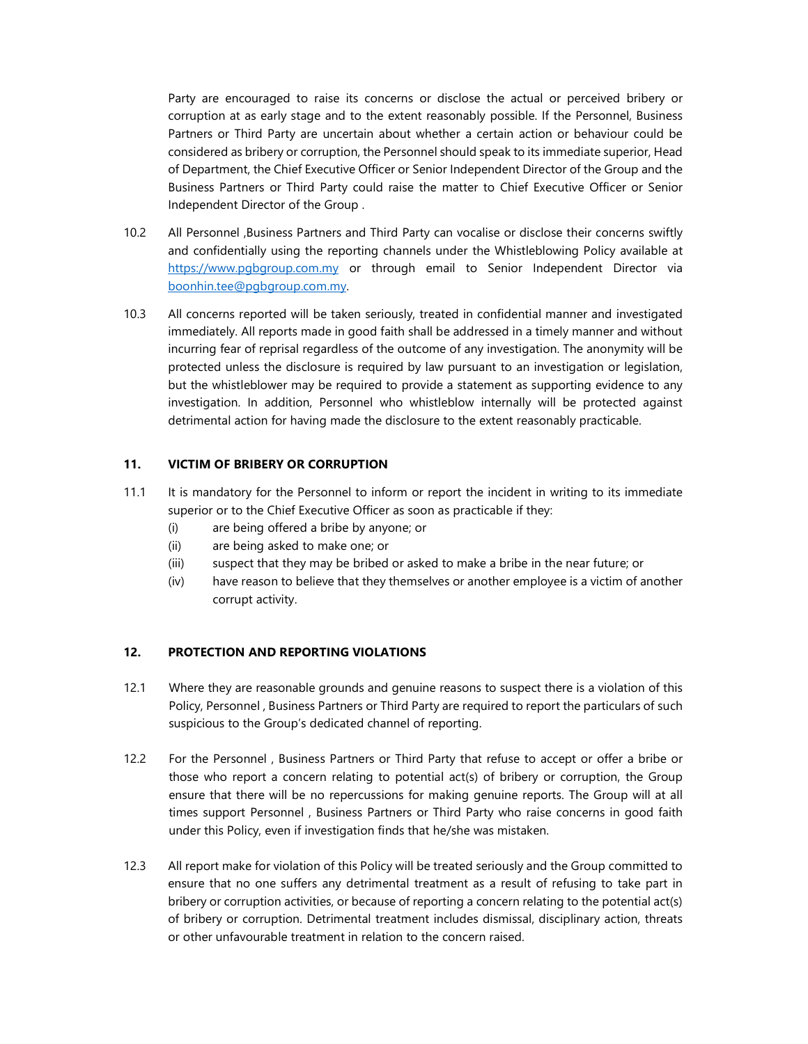Party are encouraged to raise its concerns or disclose the actual or perceived bribery or corruption at as early stage and to the extent reasonably possible. If the Personnel, Business Partners or Third Party are uncertain about whether a certain action or behaviour could be considered as bribery or corruption, the Personnel should speak to its immediate superior, Head of Department, the Chief Executive Officer or Senior Independent Director of the Group and the Business Partners or Third Party could raise the matter to Chief Executive Officer or Senior Independent Director of the Group .

10.2 All Personnel ,Business Partners and Third Party can vocalise or disclose their concerns swiftly and confidentially using the reporting channels under the Whistleblowing Policy available at https://www.pgbgroup.com.my or through email to Senior Independent Director via boonhin.tee@pgbgroup.com.my.

10.3 All concerns reported will be taken seriously, treated in confidential manner and investigated immediately. All reports made in good faith shall be addressed in a timely manner and without incurring fear of reprisal regardless of the outcome of any investigation. The anonymity will be protected unless the disclosure is required by law pursuant to an investigation or legislation, but the whistleblower may be required to provide a statement as supporting evidence to any investigation. In addition, Personnel who whistleblow internally will be protected against detrimental action for having made the disclosure to the extent reasonably practicable.

## 11. VICTIM OF BRIBERY OR CORRUPTION

11.1 It is mandatory for the Personnel to inform or report the incident in writing to its immediate superior or to the Chief Executive Officer as soon as practicable if they:

(i) are being offered a bribe by anyone; or

(ii) are being asked to make one; or

(iii) suspect that they may be bribed or asked to make a bribe in the near future; or

(iv) have reason to believe that they themselves or another employee is a victim of another corrupt activity.

## 12. PROTECTION AND REPORTING VIOLATIONS

12.1 Where they are reasonable grounds and genuine reasons to suspect there is a violation of this Policy, Personnel , Business Partners or Third Party are required to report the particulars of such suspicious to the Group's dedicated channel of reporting.

12.2 For the Personnel , Business Partners or Third Party that refuse to accept or offer a bribe or those who report a concern relating to potential act(s) of bribery or corruption, the Group ensure that there will be no repercussions for making genuine reports. The Group will at all times support Personnel , Business Partners or Third Party who raise concerns in good faith under this Policy, even if investigation finds that he/she was mistaken.

12.3 All report make for violation of this Policy will be treated seriously and the Group committed to ensure that no one suffers any detrimental treatment as a result of refusing to take part in bribery or corruption activities, or because of reporting a concern relating to the potential act(s) of bribery or corruption. Detrimental treatment includes dismissal, disciplinary action, threats or other unfavourable treatment in relation to the concern raised.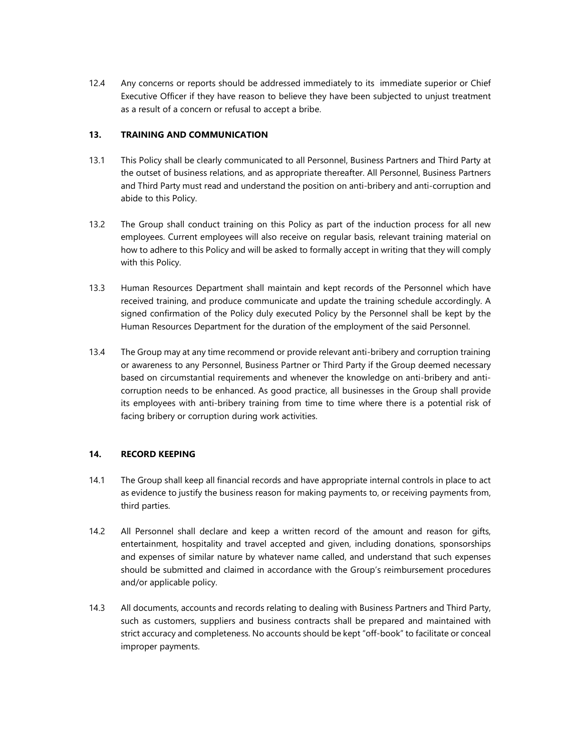12.4 Any concerns or reports should be addressed immediately to its immediate superior or Chief Executive Officer if they have reason to believe they have been subjected to unjust treatment as a result of a concern or refusal to accept a bribe.

## 13. TRAINING AND COMMUNICATION

13.1 This Policy shall be clearly communicated to all Personnel, Business Partners and Third Party at the outset of business relations, and as appropriate thereafter. All Personnel, Business Partners and Third Party must read and understand the position on anti-bribery and anti-corruption and abide to this Policy.

13.2 The Group shall conduct training on this Policy as part of the induction process for all new employees. Current employees will also receive on regular basis, relevant training material on how to adhere to this Policy and will be asked to formally accept in writing that they will comply with this Policy.

13.3 Human Resources Department shall maintain and kept records of the Personnel which have received training, and produce communicate and update the training schedule accordingly. A signed confirmation of the Policy duly executed Policy by the Personnel shall be kept by the Human Resources Department for the duration of the employment of the said Personnel.

13.4 The Group may at any time recommend or provide relevant anti-bribery and corruption training or awareness to any Personnel, Business Partner or Third Party if the Group deemed necessary based on circumstantial requirements and whenever the knowledge on anti-bribery and anti-corruption needs to be enhanced. As good practice, all businesses in the Group shall provide its employees with anti-bribery training from time to time where there is a potential risk of facing bribery or corruption during work activities.

## 14. RECORD KEEPING

14.1 The Group shall keep all financial records and have appropriate internal controls in place to act as evidence to justify the business reason for making payments to, or receiving payments from, third parties.

14.2 All Personnel shall declare and keep a written record of the amount and reason for gifts, entertainment, hospitality and travel accepted and given, including donations, sponsorships and expenses of similar nature by whatever name called, and understand that such expenses should be submitted and claimed in accordance with the Group's reimbursement procedures and/or applicable policy.

14.3 All documents, accounts and records relating to dealing with Business Partners and Third Party, such as customers, suppliers and business contracts shall be prepared and maintained with strict accuracy and completeness. No accounts should be kept "off-book" to facilitate or conceal improper payments.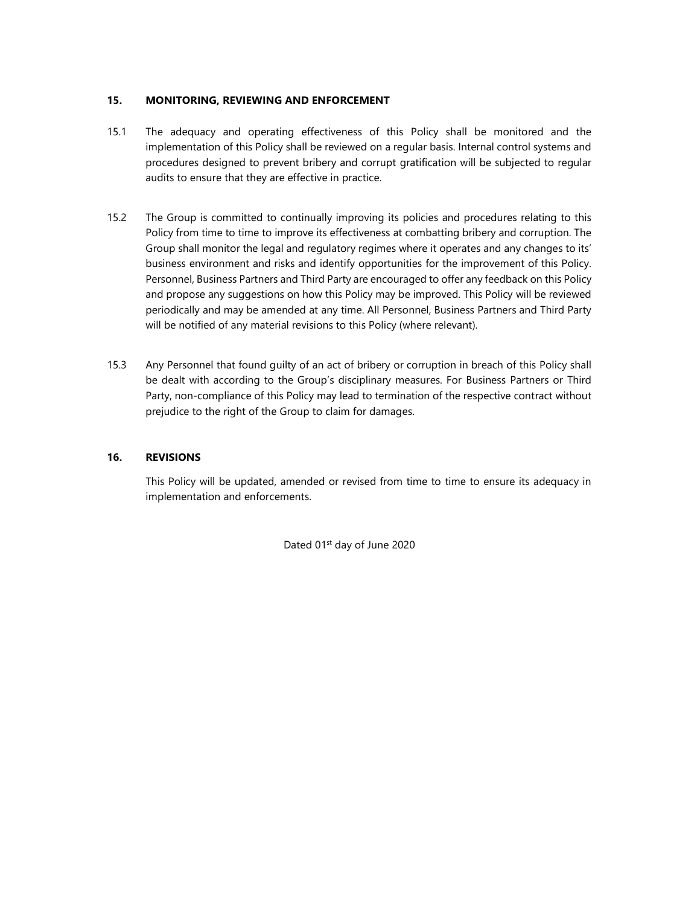## 15. MONITORING, REVIEWING AND ENFORCEMENT

15.1 The adequacy and operating effectiveness of this Policy shall be monitored and the implementation of this Policy shall be reviewed on a regular basis. Internal control systems and procedures designed to prevent bribery and corrupt gratification will be subjected to regular audits to ensure that they are effective in practice.

15.2 The Group is committed to continually improving its policies and procedures relating to this Policy from time to time to improve its effectiveness at combatting bribery and corruption. The Group shall monitor the legal and regulatory regimes where it operates and any changes to its' business environment and risks and identify opportunities for the improvement of this Policy. Personnel, Business Partners and Third Party are encouraged to offer any feedback on this Policy and propose any suggestions on how this Policy may be improved. This Policy will be reviewed periodically and may be amended at any time. All Personnel, Business Partners and Third Party will be notified of any material revisions to this Policy (where relevant).

15.3 Any Personnel that found guilty of an act of bribery or corruption in breach of this Policy shall be dealt with according to the Group's disciplinary measures. For Business Partners or Third Party, non-compliance of this Policy may lead to termination of the respective contract without prejudice to the right of the Group to claim for damages.

## 16. REVISIONS

This Policy will be updated, amended or revised from time to time to ensure its adequacy in implementation and enforcements.

Dated 01st day of June 2020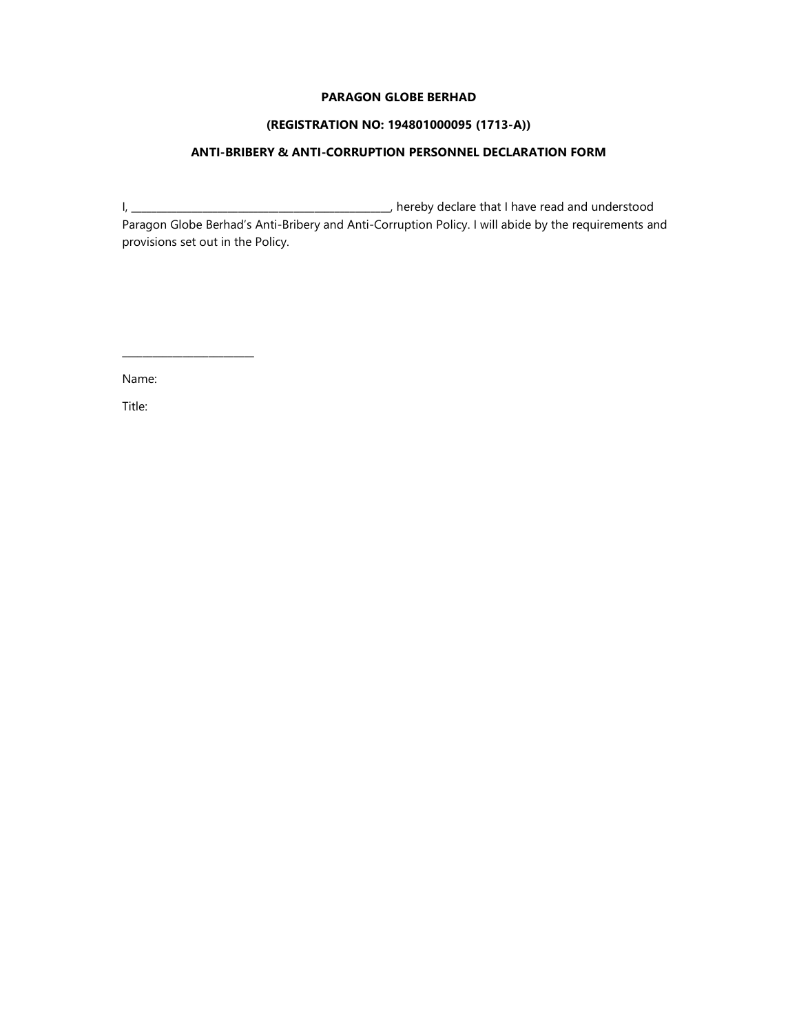**PARAGON GLOBE BERHAD**

**(REGISTRATION NO: 194801000095 (1713-A))**

**ANTI-BRIBERY & ANTI-CORRUPTION PERSONNEL DECLARATION FORM**

I, ________________________________________________, hereby declare that I have read and understood Paragon Globe Berhad's Anti-Bribery and Anti-Corruption Policy. I will abide by the requirements and provisions set out in the Policy.

________________________

Name:

Title: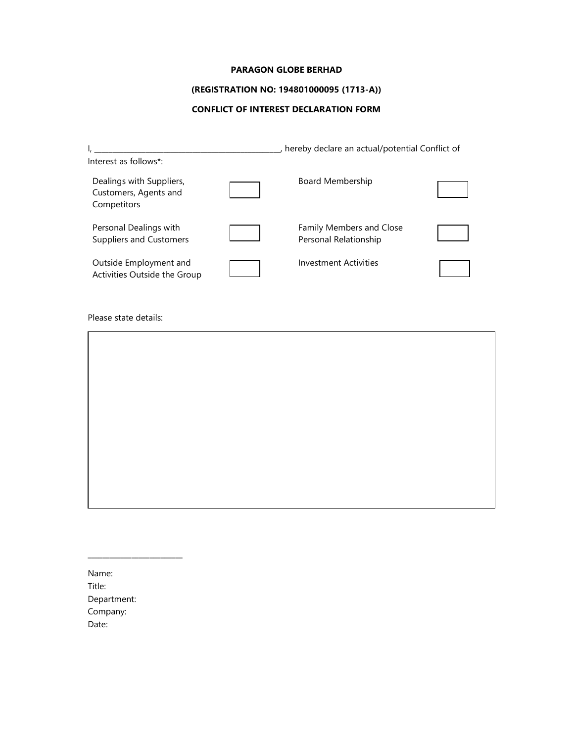**PARAGON GLOBE BERHAD**

**(REGISTRATION NO: 194801000095 (1713-A))**

**CONFLICT OF INTEREST DECLARATION FORM**

I, _______________________________________________, hereby declare an actual/potential Conflict of Interest as follows*:

| | | | |
|---|---|---|---|
| Dealings with Suppliers, Customers, Agents and Competitors | ☐ | Board Membership | ☐ |
| Personal Dealings with Suppliers and Customers | ☐ | Family Members and Close Personal Relationship | ☐ |
| Outside Employment and Activities Outside the Group | ☐ | Investment Activities | ☐ |

Please state details:

| |
|---|
| |

_______________________

Name:
Title:
Department:
Company:
Date: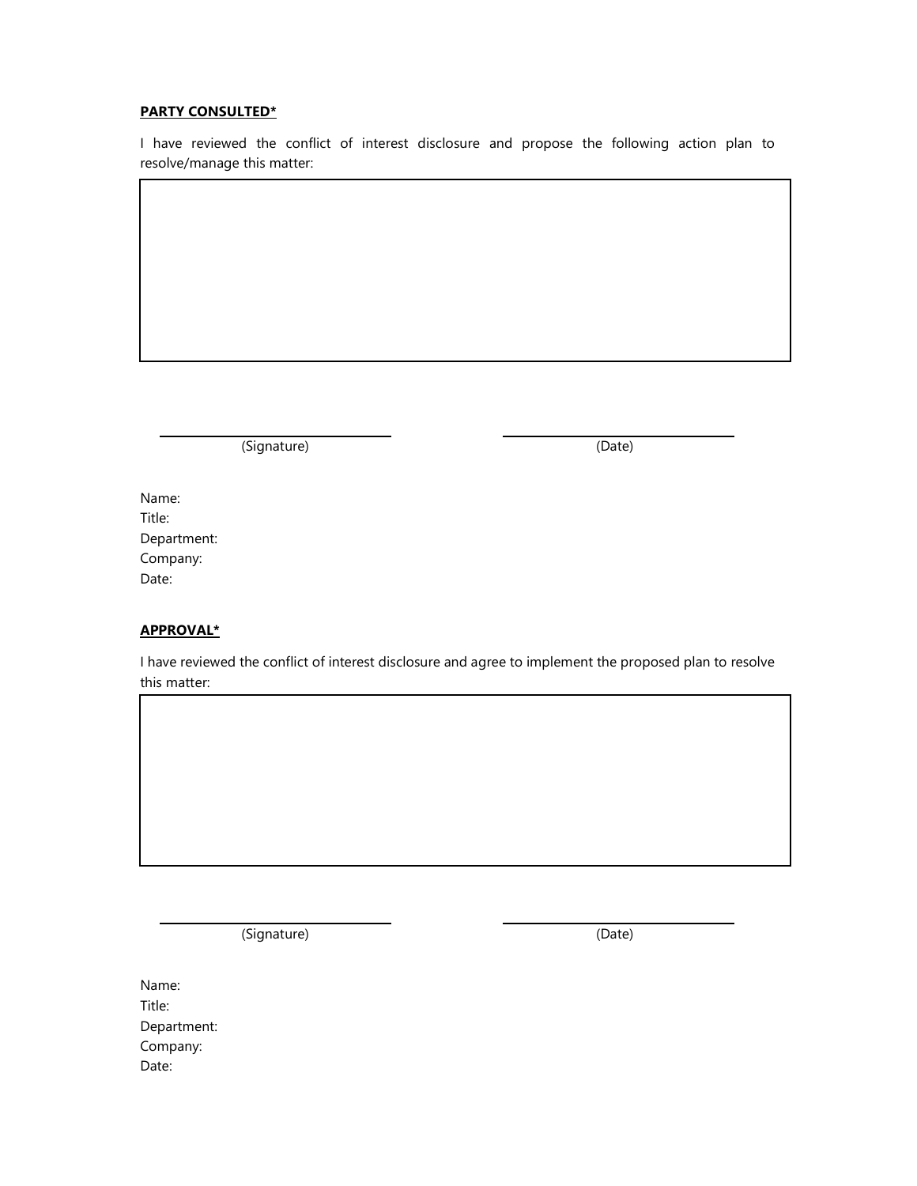**PARTY CONSULTED***

I have reviewed the conflict of interest disclosure and propose the following action plan to resolve/manage this matter:

|   |
|---|
|   |

______________________________ ______________________________
(Signature) (Date)

Name:
Title:
Department:
Company:
Date:

**APPROVAL***

I have reviewed the conflict of interest disclosure and agree to implement the proposed plan to resolve this matter:

|   |
|---|
|   |

______________________________ ______________________________
(Signature) (Date)

Name:
Title:
Department:
Company:
Date: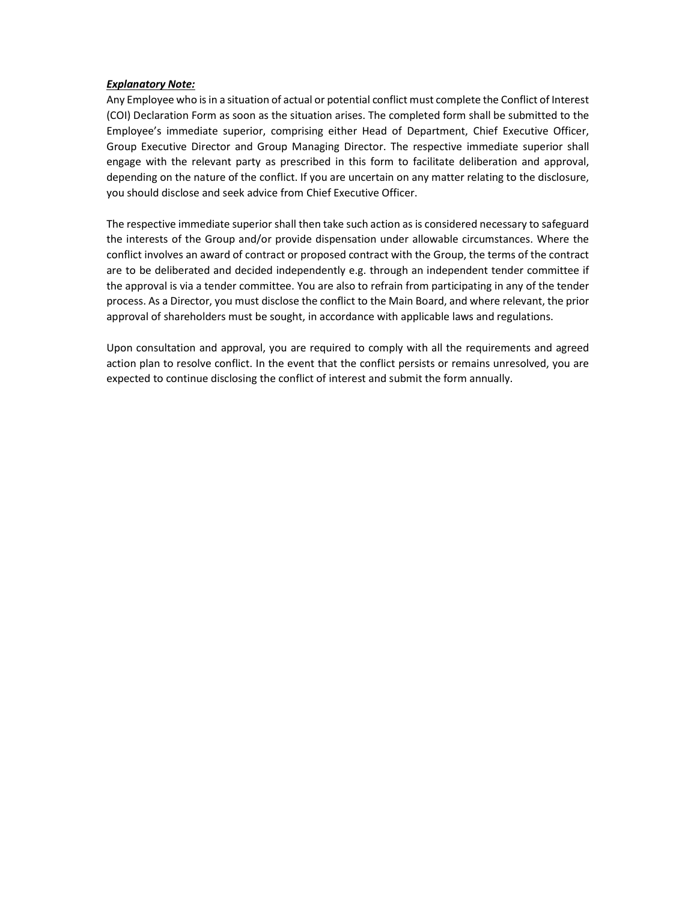***Explanatory Note:***

Any Employee who is in a situation of actual or potential conflict must complete the Conflict of Interest (COI) Declaration Form as soon as the situation arises. The completed form shall be submitted to the Employee's immediate superior, comprising either Head of Department, Chief Executive Officer, Group Executive Director and Group Managing Director. The respective immediate superior shall engage with the relevant party as prescribed in this form to facilitate deliberation and approval, depending on the nature of the conflict. If you are uncertain on any matter relating to the disclosure, you should disclose and seek advice from Chief Executive Officer.

The respective immediate superior shall then take such action as is considered necessary to safeguard the interests of the Group and/or provide dispensation under allowable circumstances. Where the conflict involves an award of contract or proposed contract with the Group, the terms of the contract are to be deliberated and decided independently e.g. through an independent tender committee if the approval is via a tender committee. You are also to refrain from participating in any of the tender process. As a Director, you must disclose the conflict to the Main Board, and where relevant, the prior approval of shareholders must be sought, in accordance with applicable laws and regulations.

Upon consultation and approval, you are required to comply with all the requirements and agreed action plan to resolve conflict. In the event that the conflict persists or remains unresolved, you are expected to continue disclosing the conflict of interest and submit the form annually.